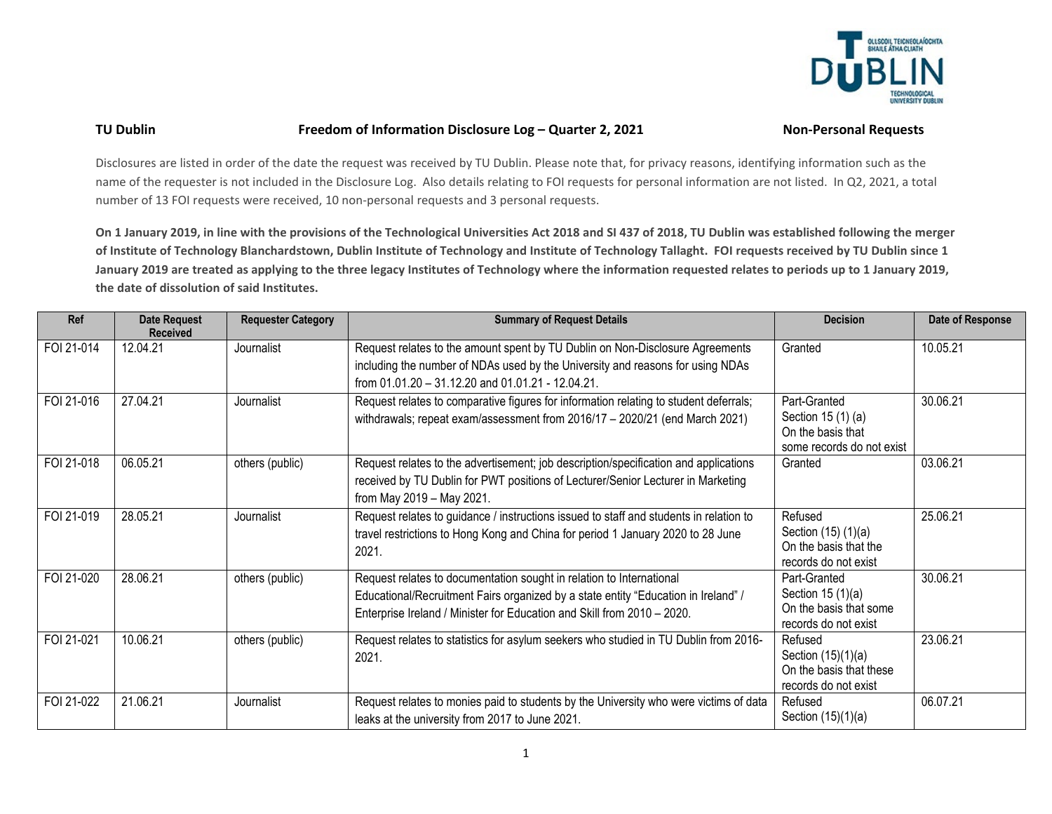**TU Dublin** **Freedom of Information Disclosure Log – Quarter 2, 2021** **Non-Personal Requests**

Disclosures are listed in order of the date the request was received by TU Dublin. Please note that, for privacy reasons, identifying information such as the name of the requester is not included in the Disclosure Log. Also details relating to FOI requests for personal information are not listed. In Q2, 2021, a total number of 13 FOI requests were received, 10 non-personal requests and 3 personal requests.

**On 1 January 2019, in line with the provisions of the Technological Universities Act 2018 and SI 437 of 2018, TU Dublin was established following the merger of Institute of Technology Blanchardstown, Dublin Institute of Technology and Institute of Technology Tallaght. FOI requests received by TU Dublin since 1 January 2019 are treated as applying to the three legacy Institutes of Technology where the information requested relates to periods up to 1 January 2019, the date of dissolution of said Institutes.**

| Ref | Date Request Received | Requester Category | Summary of Request Details | Decision | Date of Response |
|---|---|---|---|---|---|
| FOI 21-014 | 12.04.21 | Journalist | Request relates to the amount spent by TU Dublin on Non-Disclosure Agreements including the number of NDAs used by the University and reasons for using NDAs from 01.01.20 – 31.12.20 and 01.01.21 - 12.04.21. | Granted | 10.05.21 |
| FOI 21-016 | 27.04.21 | Journalist | Request relates to comparative figures for information relating to student deferrals; withdrawals; repeat exam/assessment from 2016/17 – 2020/21 (end March 2021) | Part-Granted Section 15 (1) (a) On the basis that some records do not exist | 30.06.21 |
| FOI 21-018 | 06.05.21 | others (public) | Request relates to the advertisement; job description/specification and applications received by TU Dublin for PWT positions of Lecturer/Senior Lecturer in Marketing from May 2019 – May 2021. | Granted | 03.06.21 |
| FOI 21-019 | 28.05.21 | Journalist | Request relates to guidance / instructions issued to staff and students in relation to travel restrictions to Hong Kong and China for period 1 January 2020 to 28 June 2021. | Refused Section (15) (1)(a) On the basis that the records do not exist | 25.06.21 |
| FOI 21-020 | 28.06.21 | others (public) | Request relates to documentation sought in relation to International Educational/Recruitment Fairs organized by a state entity "Education in Ireland" / Enterprise Ireland / Minister for Education and Skill from 2010 – 2020. | Part-Granted Section 15 (1)(a) On the basis that some records do not exist | 30.06.21 |
| FOI 21-021 | 10.06.21 | others (public) | Request relates to statistics for asylum seekers who studied in TU Dublin from 2016-2021. | Refused Section (15)(1)(a) On the basis that these records do not exist | 23.06.21 |
| FOI 21-022 | 21.06.21 | Journalist | Request relates to monies paid to students by the University who were victims of data leaks at the university from 2017 to June 2021. | Refused Section (15)(1)(a) | 06.07.21 |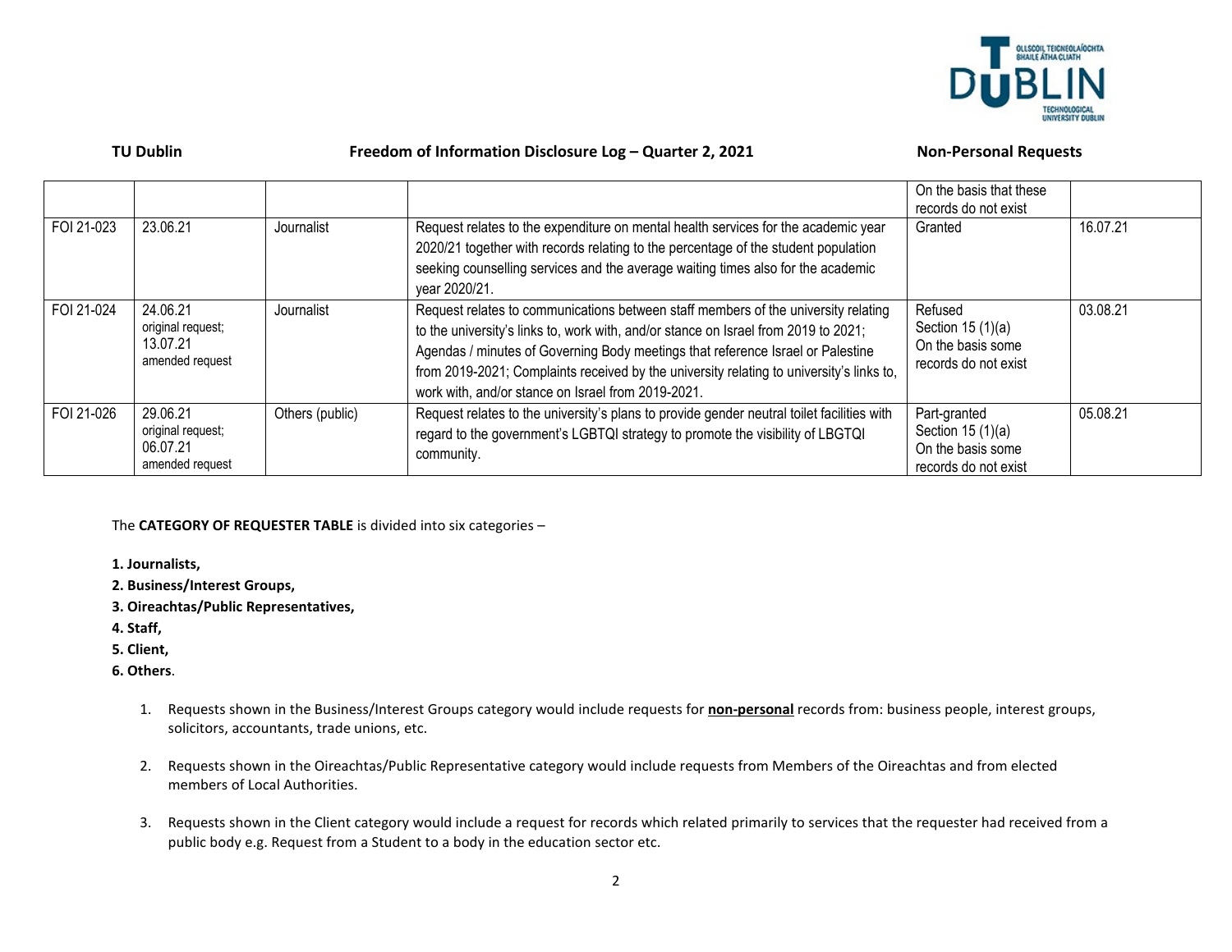| | | | | | |
|---|---|---|---|---|---|
| | | | | On the basis that these records do not exist | |
| FOI 21-023 | 23.06.21 | Journalist | Request relates to the expenditure on mental health services for the academic year 2020/21 together with records relating to the percentage of the student population seeking counselling services and the average waiting times also for the academic year 2020/21. | Granted | 16.07.21 |
| FOI 21-024 | 24.06.21 original request; 13.07.21 amended request | Journalist | Request relates to communications between staff members of the university relating to the university's links to, work with, and/or stance on Israel from 2019 to 2021; Agendas / minutes of Governing Body meetings that reference Israel or Palestine from 2019-2021; Complaints received by the university relating to university's links to, work with, and/or stance on Israel from 2019-2021. | Refused Section 15 (1)(a) On the basis some records do not exist | 03.08.21 |
| FOI 21-026 | 29.06.21 original request; 06.07.21 amended request | Others (public) | Request relates to the university's plans to provide gender neutral toilet facilities with regard to the government's LGBTQI strategy to promote the visibility of LBGTQI community. | Part-granted Section 15 (1)(a) On the basis some records do not exist | 05.08.21 |

The **CATEGORY OF REQUESTER TABLE** is divided into six categories –

**1. Journalists,**

**2. Business/Interest Groups,**

**3. Oireachtas/Public Representatives,**

**4. Staff,**

**5. Client,**

**6. Others**.

1. Requests shown in the Business/Interest Groups category would include requests for **non-personal** records from: business people, interest groups, solicitors, accountants, trade unions, etc.

2. Requests shown in the Oireachtas/Public Representative category would include requests from Members of the Oireachtas and from elected members of Local Authorities.

3. Requests shown in the Client category would include a request for records which related primarily to services that the requester had received from a public body e.g. Request from a Student to a body in the education sector etc.